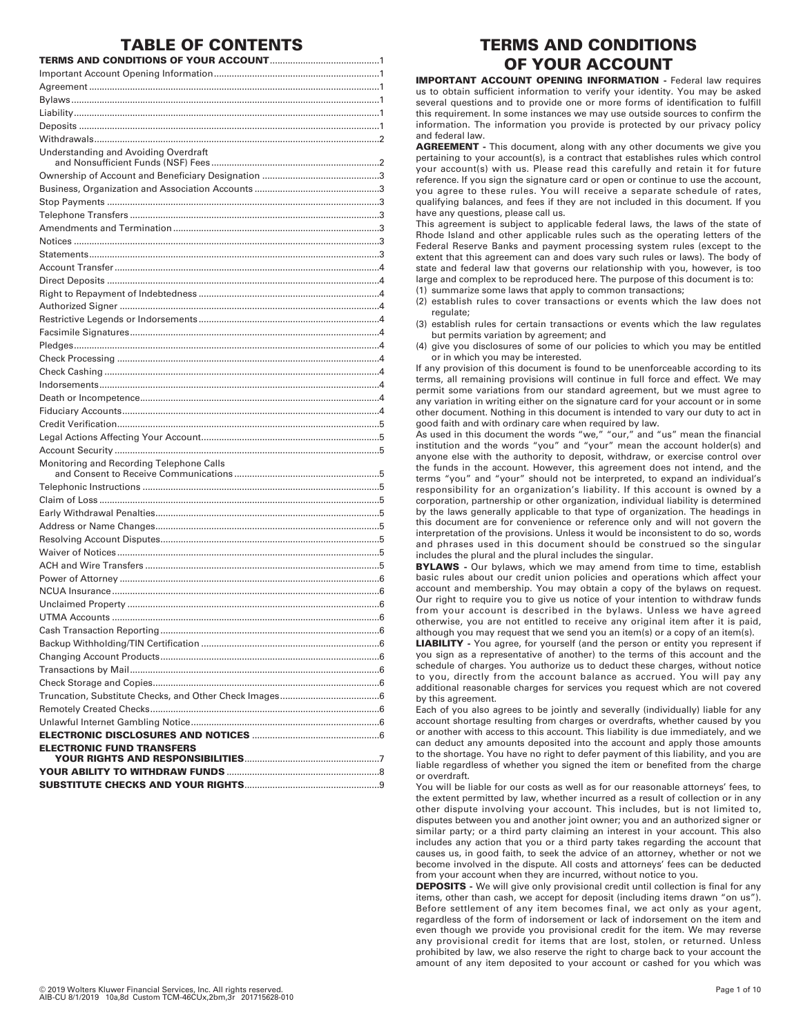# TABLE OF CONTENTS

| | |
|---|---|
| **TERMS AND CONDITIONS OF YOUR ACCOUNT** | 1 |
| Important Account Opening Information | 1 |
| Agreement | 1 |
| Bylaws | 1 |
| Liability | 1 |
| Deposits | 1 |
| Withdrawals | 2 |
| Understanding and Avoiding Overdraft and Nonsufficient Funds (NSF) Fees | 2 |
| Ownership of Account and Beneficiary Designation | 3 |
| Business, Organization and Association Accounts | 3 |
| Stop Payments | 3 |
| Telephone Transfers | 3 |
| Amendments and Termination | 3 |
| Notices | 3 |
| Statements | 3 |
| Account Transfer | 4 |
| Direct Deposits | 4 |
| Right to Repayment of Indebtedness | 4 |
| Authorized Signer | 4 |
| Restrictive Legends or Indorsements | 4 |
| Facsimile Signatures | 4 |
| Pledges | 4 |
| Check Processing | 4 |
| Check Cashing | 4 |
| Indorsements | 4 |
| Death or Incompetence | 4 |
| Fiduciary Accounts | 4 |
| Credit Verification | 5 |
| Legal Actions Affecting Your Account | 5 |
| Account Security | 5 |
| Monitoring and Recording Telephone Calls and Consent to Receive Communications | 5 |
| Telephonic Instructions | 5 |
| Claim of Loss | 5 |
| Early Withdrawal Penalties | 5 |
| Address or Name Changes | 5 |
| Resolving Account Disputes | 5 |
| Waiver of Notices | 5 |
| ACH and Wire Transfers | 5 |
| Power of Attorney | 6 |
| NCUA Insurance | 6 |
| Unclaimed Property | 6 |
| UTMA Accounts | 6 |
| Cash Transaction Reporting | 6 |
| Backup Withholding/TIN Certification | 6 |
| Changing Account Products | 6 |
| Transactions by Mail | 6 |
| Check Storage and Copies | 6 |
| Truncation, Substitute Checks, and Other Check Images | 6 |
| Remotely Created Checks | 6 |
| Unlawful Internet Gambling Notice | 6 |
| **ELECTRONIC DISCLOSURES AND NOTICES** | 6 |
| **ELECTRONIC FUND TRANSFERS YOUR RIGHTS AND RESPONSIBILITIES** | 7 |
| **YOUR ABILITY TO WITHDRAW FUNDS** | 8 |
| **SUBSTITUTE CHECKS AND YOUR RIGHTS** | 9 |

# TERMS AND CONDITIONS OF YOUR ACCOUNT

**IMPORTANT ACCOUNT OPENING INFORMATION -** Federal law requires us to obtain sufficient information to verify your identity. You may be asked several questions and to provide one or more forms of identification to fulfill this requirement. In some instances we may use outside sources to confirm the information. The information you provide is protected by our privacy policy and federal law.

**AGREEMENT -** This document, along with any other documents we give you pertaining to your account(s), is a contract that establishes rules which control your account(s) with us. Please read this carefully and retain it for future reference. If you sign the signature card or open or continue to use the account, you agree to these rules. You will receive a separate schedule of rates, qualifying balances, and fees if they are not included in this document. If you have any questions, please call us.

This agreement is subject to applicable federal laws, the laws of the state of Rhode Island and other applicable rules such as the operating letters of the Federal Reserve Banks and payment processing system rules (except to the extent that this agreement can and does vary such rules or laws). The body of state and federal law that governs our relationship with you, however, is too large and complex to be reproduced here. The purpose of this document is to:

(1) summarize some laws that apply to common transactions;
(2) establish rules to cover transactions or events which the law does not regulate;
(3) establish rules for certain transactions or events which the law regulates but permits variation by agreement; and
(4) give you disclosures of some of our policies to which you may be entitled or in which you may be interested.

If any provision of this document is found to be unenforceable according to its terms, all remaining provisions will continue in full force and effect. We may permit some variations from our standard agreement, but we must agree to any variation in writing either on the signature card for your account or in some other document. Nothing in this document is intended to vary our duty to act in good faith and with ordinary care when required by law.

As used in this document the words "we," "our," and "us" mean the financial institution and the words "you" and "your" mean the account holder(s) and anyone else with the authority to deposit, withdraw, or exercise control over the funds in the account. However, this agreement does not intend, and the terms "you" and "your" should not be interpreted, to expand an individual's responsibility for an organization's liability. If this account is owned by a corporation, partnership or other organization, individual liability is determined by the laws generally applicable to that type of organization. The headings in this document are for convenience or reference only and will not govern the interpretation of the provisions. Unless it would be inconsistent to do so, words and phrases used in this document should be construed so the singular includes the plural and the plural includes the singular.

**BYLAWS -** Our bylaws, which we may amend from time to time, establish basic rules about our credit union policies and operations which affect your account and membership. You may obtain a copy of the bylaws on request. Our right to require you to give us notice of your intention to withdraw funds from your account is described in the bylaws. Unless we have agreed otherwise, you are not entitled to receive any original item after it is paid, although you may request that we send you an item(s) or a copy of an item(s).

**LIABILITY -** You agree, for yourself (and the person or entity you represent if you sign as a representative of another) to the terms of this account and the schedule of charges. You authorize us to deduct these charges, without notice to you, directly from the account balance as accrued. You will pay any additional reasonable charges for services you request which are not covered by this agreement.

Each of you also agrees to be jointly and severally (individually) liable for any account shortage resulting from charges or overdrafts, whether caused by you or another with access to this account. This liability is due immediately, and we can deduct any amounts deposited into the account and apply those amounts to the shortage. You have no right to defer payment of this liability, and you are liable regardless of whether you signed the item or benefited from the charge or overdraft.

You will be liable for our costs as well as for our reasonable attorneys' fees, to the extent permitted by law, whether incurred as a result of collection or in any other dispute involving your account. This includes, but is not limited to, disputes between you and another joint owner; you and an authorized signer or similar party; or a third party claiming an interest in your account. This also includes any action that you or a third party takes regarding the account that causes us, in good faith, to seek the advice of an attorney, whether or not we become involved in the dispute. All costs and attorneys' fees can be deducted from your account when they are incurred, without notice to you.

**DEPOSITS -** We will give only provisional credit until collection is final for any items, other than cash, we accept for deposit (including items drawn "on us"). Before settlement of any item becomes final, we act only as your agent, regardless of the form of indorsement or lack of indorsement on the item and even though we provide you provisional credit for the item. We may reverse any provisional credit for items that are lost, stolen, or returned. Unless prohibited by law, we also reserve the right to charge back to your account the amount of any item deposited to your account or cashed for you which was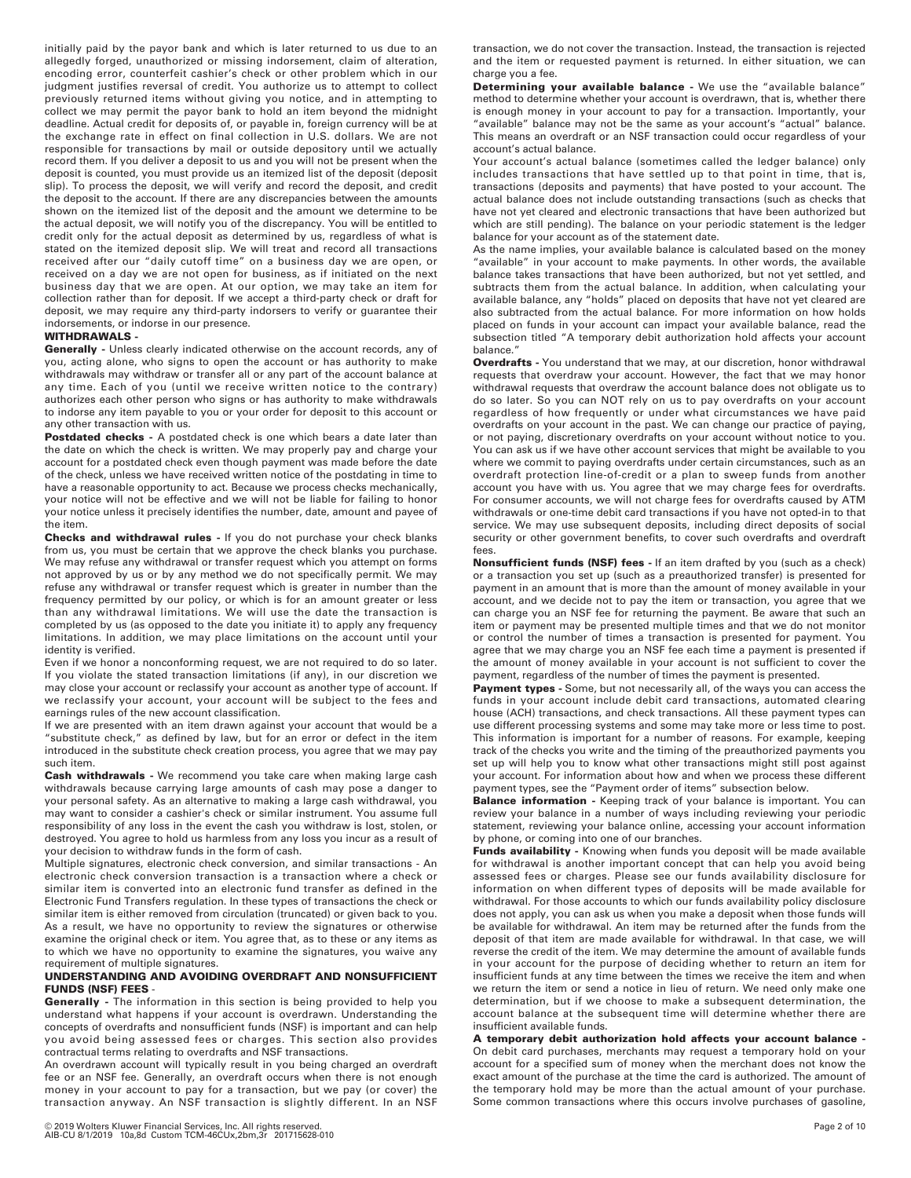initially paid by the payor bank and which is later returned to us due to an allegedly forged, unauthorized or missing indorsement, claim of alteration, encoding error, counterfeit cashier's check or other problem which in our judgment justifies reversal of credit. You authorize us to attempt to collect previously returned items without giving you notice, and in attempting to collect we may permit the payor bank to hold an item beyond the midnight deadline. Actual credit for deposits of, or payable in, foreign currency will be at the exchange rate in effect on final collection in U.S. dollars. We are not responsible for transactions by mail or outside depository until we actually record them. If you deliver a deposit to us and you will not be present when the deposit is counted, you must provide us an itemized list of the deposit (deposit slip). To process the deposit, we will verify and record the deposit, and credit the deposit to the account. If there are any discrepancies between the amounts shown on the itemized list of the deposit and the amount we determine to be the actual deposit, we will notify you of the discrepancy. You will be entitled to credit only for the actual deposit as determined by us, regardless of what is stated on the itemized deposit slip. We will treat and record all transactions received after our "daily cutoff time" on a business day we are open, or received on a day we are not open for business, as if initiated on the next business day that we are open. At our option, we may take an item for collection rather than for deposit. If we accept a third-party check or draft for deposit, we may require any third-party indorsers to verify or guarantee their indorsements, or indorse in our presence.

**WITHDRAWALS -**

**Generally -** Unless clearly indicated otherwise on the account records, any of you, acting alone, who signs to open the account or has authority to make withdrawals may withdraw or transfer all or any part of the account balance at any time. Each of you (until we receive written notice to the contrary) authorizes each other person who signs or has authority to make withdrawals to indorse any item payable to you or your order for deposit to this account or any other transaction with us.

**Postdated checks -** A postdated check is one which bears a date later than the date on which the check is written. We may properly pay and charge your account for a postdated check even though payment was made before the date of the check, unless we have received written notice of the postdating in time to have a reasonable opportunity to act. Because we process checks mechanically, your notice will not be effective and we will not be liable for failing to honor your notice unless it precisely identifies the number, date, amount and payee of the item.

**Checks and withdrawal rules -** If you do not purchase your check blanks from us, you must be certain that we approve the check blanks you purchase. We may refuse any withdrawal or transfer request which you attempt on forms not approved by us or by any method we do not specifically permit. We may refuse any withdrawal or transfer request which is greater in number than the frequency permitted by our policy, or which is for an amount greater or less than any withdrawal limitations. We will use the date the transaction is completed by us (as opposed to the date you initiate it) to apply any frequency limitations. In addition, we may place limitations on the account until your identity is verified.

Even if we honor a nonconforming request, we are not required to do so later. If you violate the stated transaction limitations (if any), in our discretion we may close your account or reclassify your account as another type of account. If we reclassify your account, your account will be subject to the fees and earnings rules of the new account classification.

If we are presented with an item drawn against your account that would be a "substitute check," as defined by law, but for an error or defect in the item introduced in the substitute check creation process, you agree that we may pay such item.

**Cash withdrawals -** We recommend you take care when making large cash withdrawals because carrying large amounts of cash may pose a danger to your personal safety. As an alternative to making a large cash withdrawal, you may want to consider a cashier's check or similar instrument. You assume full responsibility of any loss in the event the cash you withdraw is lost, stolen, or destroyed. You agree to hold us harmless from any loss you incur as a result of your decision to withdraw funds in the form of cash.

Multiple signatures, electronic check conversion, and similar transactions - An electronic check conversion transaction is a transaction where a check or similar item is converted into an electronic fund transfer as defined in the Electronic Fund Transfers regulation. In these types of transactions the check or similar item is either removed from circulation (truncated) or given back to you. As a result, we have no opportunity to review the signatures or otherwise examine the original check or item. You agree that, as to these or any items as to which we have no opportunity to examine the signatures, you waive any requirement of multiple signatures.

**UNDERSTANDING AND AVOIDING OVERDRAFT AND NONSUFFICIENT FUNDS (NSF) FEES -**

**Generally -** The information in this section is being provided to help you understand what happens if your account is overdrawn. Understanding the concepts of overdrafts and nonsufficient funds (NSF) is important and can help you avoid being assessed fees or charges. This section also provides contractual terms relating to overdrafts and NSF transactions.

An overdrawn account will typically result in you being charged an overdraft fee or an NSF fee. Generally, an overdraft occurs when there is not enough money in your account to pay for a transaction, but we pay (or cover) the transaction anyway. An NSF transaction is slightly different. In an NSF transaction, we do not cover the transaction. Instead, the transaction is rejected and the item or requested payment is returned. In either situation, we can charge you a fee.

**Determining your available balance -** We use the "available balance" method to determine whether your account is overdrawn, that is, whether there is enough money in your account to pay for a transaction. Importantly, your "available" balance may not be the same as your account's "actual" balance. This means an overdraft or an NSF transaction could occur regardless of your account's actual balance.

Your account's actual balance (sometimes called the ledger balance) only includes transactions that have settled up to that point in time, that is, transactions (deposits and payments) that have posted to your account. The actual balance does not include outstanding transactions (such as checks that have not yet cleared and electronic transactions that have been authorized but which are still pending). The balance on your periodic statement is the ledger balance for your account as of the statement date.

As the name implies, your available balance is calculated based on the money "available" in your account to make payments. In other words, the available balance takes transactions that have been authorized, but not yet settled, and subtracts them from the actual balance. In addition, when calculating your available balance, any "holds" placed on deposits that have not yet cleared are also subtracted from the actual balance. For more information on how holds placed on funds in your account can impact your available balance, read the subsection titled "A temporary debit authorization hold affects your account balance."

**Overdrafts -** You understand that we may, at our discretion, honor withdrawal requests that overdraw your account. However, the fact that we may honor withdrawal requests that overdraw the account balance does not obligate us to do so later. So you can NOT rely on us to pay overdrafts on your account regardless of how frequently or under what circumstances we have paid overdrafts on your account in the past. We can change our practice of paying, or not paying, discretionary overdrafts on your account without notice to you. You can ask us if we have other account services that might be available to you where we commit to paying overdrafts under certain circumstances, such as an overdraft protection line-of-credit or a plan to sweep funds from another account you have with us. You agree that we may charge fees for overdrafts. For consumer accounts, we will not charge fees for overdrafts caused by ATM withdrawals or one-time debit card transactions if you have not opted-in to that service. We may use subsequent deposits, including direct deposits of social security or other government benefits, to cover such overdrafts and overdraft fees.

**Nonsufficient funds (NSF) fees -** If an item drafted by you (such as a check) or a transaction you set up (such as a preauthorized transfer) is presented for payment in an amount that is more than the amount of money available in your account, and we decide not to pay the item or transaction, you agree that we can charge you an NSF fee for returning the payment. Be aware that such an item or payment may be presented multiple times and that we do not monitor or control the number of times a transaction is presented for payment. You agree that we may charge you an NSF fee each time a payment is presented if the amount of money available in your account is not sufficient to cover the payment, regardless of the number of times the payment is presented.

**Payment types -** Some, but not necessarily all, of the ways you can access the funds in your account include debit card transactions, automated clearing house (ACH) transactions, and check transactions. All these payment types can use different processing systems and some may take more or less time to post. This information is important for a number of reasons. For example, keeping track of the checks you write and the timing of the preauthorized payments you set up will help you to know what other transactions might still post against your account. For information about how and when we process these different payment types, see the "Payment order of items" subsection below.

**Balance information -** Keeping track of your balance is important. You can review your balance in a number of ways including reviewing your periodic statement, reviewing your balance online, accessing your account information by phone, or coming into one of our branches.

**Funds availability -** Knowing when funds you deposit will be made available for withdrawal is another important concept that can help you avoid being assessed fees or charges. Please see our funds availability disclosure for information on when different types of deposits will be made available for withdrawal. For those accounts to which our funds availability policy disclosure does not apply, you can ask us when you make a deposit when those funds will be available for withdrawal. An item may be returned after the funds from the deposit of that item are made available for withdrawal. In that case, we will reverse the credit of the item. We may determine the amount of available funds in your account for the purpose of deciding whether to return an item for insufficient funds at any time between the times we receive the item and when we return the item or send a notice in lieu of return. We need only make one determination, but if we choose to make a subsequent determination, the account balance at the subsequent time will determine whether there are insufficient available funds.

**A temporary debit authorization hold affects your account balance -** On debit card purchases, merchants may request a temporary hold on your account for a specified sum of money when the merchant does not know the exact amount of the purchase at the time the card is authorized. The amount of the temporary hold may be more than the actual amount of your purchase. Some common transactions where this occurs involve purchases of gasoline,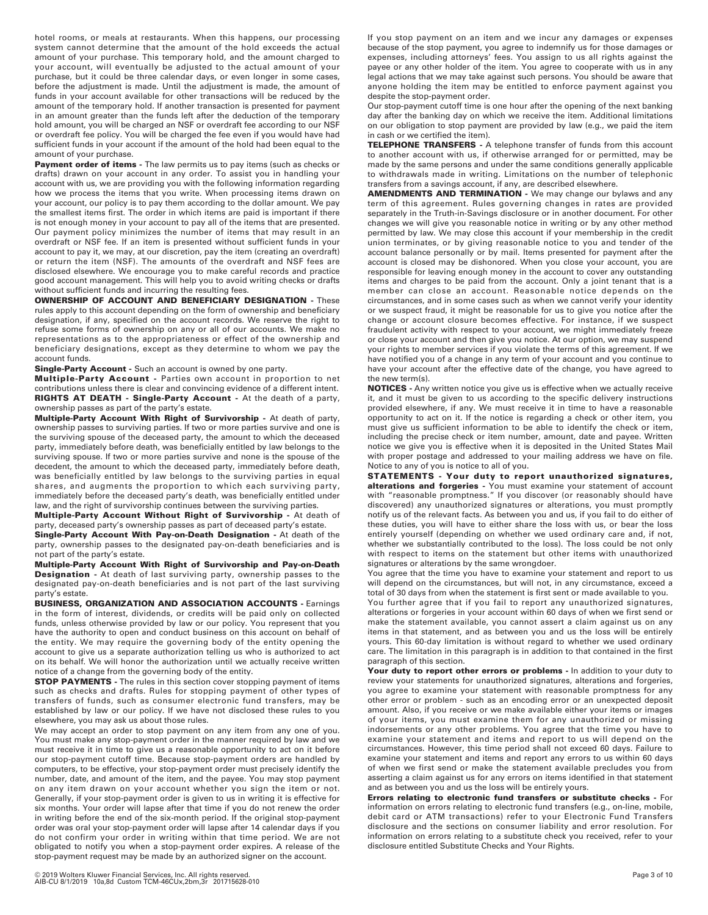hotel rooms, or meals at restaurants. When this happens, our processing system cannot determine that the amount of the hold exceeds the actual amount of your purchase. This temporary hold, and the amount charged to your account, will eventually be adjusted to the actual amount of your purchase, but it could be three calendar days, or even longer in some cases, before the adjustment is made. Until the adjustment is made, the amount of funds in your account available for other transactions will be reduced by the amount of the temporary hold. If another transaction is presented for payment in an amount greater than the funds left after the deduction of the temporary hold amount, you will be charged an NSF or overdraft fee according to our NSF or overdraft fee policy. You will be charged the fee even if you would have had sufficient funds in your account if the amount of the hold had been equal to the amount of your purchase.

**Payment order of items -** The law permits us to pay items (such as checks or drafts) drawn on your account in any order. To assist you in handling your account with us, we are providing you with the following information regarding how we process the items that you write. When processing items drawn on your account, our policy is to pay them according to the dollar amount. We pay the smallest items first. The order in which items are paid is important if there is not enough money in your account to pay all of the items that are presented. Our payment policy minimizes the number of items that may result in an overdraft or NSF fee. If an item is presented without sufficient funds in your account to pay it, we may, at our discretion, pay the item (creating an overdraft) or return the item (NSF). The amounts of the overdraft and NSF fees are disclosed elsewhere. We encourage you to make careful records and practice good account management. This will help you to avoid writing checks or drafts without sufficient funds and incurring the resulting fees.

**OWNERSHIP OF ACCOUNT AND BENEFICIARY DESIGNATION -** These rules apply to this account depending on the form of ownership and beneficiary designation, if any, specified on the account records. We reserve the right to refuse some forms of ownership on any or all of our accounts. We make no representations as to the appropriateness or effect of the ownership and beneficiary designations, except as they determine to whom we pay the account funds.

**Single-Party Account -** Such an account is owned by one party.

**Multiple-Party Account -** Parties own account in proportion to net contributions unless there is clear and convincing evidence of a different intent.

**RIGHTS AT DEATH - Single-Party Account -** At the death of a party, ownership passes as part of the party's estate.

**Multiple-Party Account With Right of Survivorship -** At death of party, ownership passes to surviving parties. If two or more parties survive and one is the surviving spouse of the deceased party, the amount to which the deceased party, immediately before death, was beneficially entitled by law belongs to the surviving spouse. If two or more parties survive and none is the spouse of the decedent, the amount to which the deceased party, immediately before death, was beneficially entitled by law belongs to the surviving parties in equal shares, and augments the proportion to which each surviving party, immediately before the deceased party's death, was beneficially entitled under law, and the right of survivorship continues between the surviving parties.

**Multiple-Party Account Without Right of Survivorship -** At death of party, deceased party's ownership passes as part of deceased party's estate.

**Single-Party Account With Pay-on-Death Designation -** At death of the party, ownership passes to the designated pay-on-death beneficiaries and is not part of the party's estate.

**Multiple-Party Account With Right of Survivorship and Pay-on-Death Designation -** At death of last surviving party, ownership passes to the designated pay-on-death beneficiaries and is not part of the last surviving party's estate.

**BUSINESS, ORGANIZATION AND ASSOCIATION ACCOUNTS -** Earnings in the form of interest, dividends, or credits will be paid only on collected funds, unless otherwise provided by law or our policy. You represent that you have the authority to open and conduct business on this account on behalf of the entity. We may require the governing body of the entity opening the account to give us a separate authorization telling us who is authorized to act on its behalf. We will honor the authorization until we actually receive written notice of a change from the governing body of the entity.

**STOP PAYMENTS -** The rules in this section cover stopping payment of items such as checks and drafts. Rules for stopping payment of other types of transfers of funds, such as consumer electronic fund transfers, may be established by law or our policy. If we have not disclosed these rules to you elsewhere, you may ask us about those rules.

We may accept an order to stop payment on any item from any one of you. You must make any stop-payment order in the manner required by law and we must receive it in time to give us a reasonable opportunity to act on it before our stop-payment cutoff time. Because stop-payment orders are handled by computers, to be effective, your stop-payment order must precisely identify the number, date, and amount of the item, and the payee. You may stop payment on any item drawn on your account whether you sign the item or not. Generally, if your stop-payment order is given to us in writing it is effective for six months. Your order will lapse after that time if you do not renew the order in writing before the end of the six-month period. If the original stop-payment order was oral your stop-payment order will lapse after 14 calendar days if you do not confirm your order in writing within that time period. We are not obligated to notify you when a stop-payment order expires. A release of the stop-payment request may be made by an authorized signer on the account.

If you stop payment on an item and we incur any damages or expenses because of the stop payment, you agree to indemnify us for those damages or expenses, including attorneys' fees. You assign to us all rights against the payee or any other holder of the item. You agree to cooperate with us in any legal actions that we may take against such persons. You should be aware that anyone holding the item may be entitled to enforce payment against you despite the stop-payment order.

Our stop-payment cutoff time is one hour after the opening of the next banking day after the banking day on which we receive the item. Additional limitations on our obligation to stop payment are provided by law (e.g., we paid the item in cash or we certified the item).

**TELEPHONE TRANSFERS -** A telephone transfer of funds from this account to another account with us, if otherwise arranged for or permitted, may be made by the same persons and under the same conditions generally applicable to withdrawals made in writing. Limitations on the number of telephonic transfers from a savings account, if any, are described elsewhere.

**AMENDMENTS AND TERMINATION -** We may change our bylaws and any term of this agreement. Rules governing changes in rates are provided separately in the Truth-in-Savings disclosure or in another document. For other changes we will give you reasonable notice in writing or by any other method permitted by law. We may close this account if your membership in the credit union terminates, or by giving reasonable notice to you and tender of the account balance personally or by mail. Items presented for payment after the account is closed may be dishonored. When you close your account, you are responsible for leaving enough money in the account to cover any outstanding items and charges to be paid from the account. Only a joint tenant that is a member can close an account. Reasonable notice depends on the circumstances, and in some cases such as when we cannot verify your identity or we suspect fraud, it might be reasonable for us to give you notice after the change or account closure becomes effective. For instance, if we suspect fraudulent activity with respect to your account, we might immediately freeze or close your account and then give you notice. At our option, we may suspend your rights to member services if you violate the terms of this agreement. If we have notified you of a change in any term of your account and you continue to have your account after the effective date of the change, you have agreed to the new term(s).

**NOTICES -** Any written notice you give us is effective when we actually receive it, and it must be given to us according to the specific delivery instructions provided elsewhere, if any. We must receive it in time to have a reasonable opportunity to act on it. If the notice is regarding a check or other item, you must give us sufficient information to be able to identify the check or item, including the precise check or item number, amount, date and payee. Written notice we give you is effective when it is deposited in the United States Mail with proper postage and addressed to your mailing address we have on file. Notice to any of you is notice to all of you.

**STATEMENTS - Your duty to report unauthorized signatures, alterations and forgeries -** You must examine your statement of account with "reasonable promptness." If you discover (or reasonably should have discovered) any unauthorized signatures or alterations, you must promptly notify us of the relevant facts. As between you and us, if you fail to do either of these duties, you will have to either share the loss with us, or bear the loss entirely yourself (depending on whether we used ordinary care and, if not, whether we substantially contributed to the loss). The loss could be not only with respect to items on the statement but other items with unauthorized signatures or alterations by the same wrongdoer.

You agree that the time you have to examine your statement and report to us will depend on the circumstances, but will not, in any circumstance, exceed a total of 30 days from when the statement is first sent or made available to you.

You further agree that if you fail to report any unauthorized signatures, alterations or forgeries in your account within 60 days of when we first send or make the statement available, you cannot assert a claim against us on any items in that statement, and as between you and us the loss will be entirely yours. This 60-day limitation is without regard to whether we used ordinary care. The limitation in this paragraph is in addition to that contained in the first paragraph of this section.

**Your duty to report other errors or problems -** In addition to your duty to review your statements for unauthorized signatures, alterations and forgeries, you agree to examine your statement with reasonable promptness for any other error or problem - such as an encoding error or an unexpected deposit amount. Also, if you receive or we make available either your items or images of your items, you must examine them for any unauthorized or missing indorsements or any other problems. You agree that the time you have to examine your statement and items and report to us will depend on the circumstances. However, this time period shall not exceed 60 days. Failure to examine your statement and items and report any errors to us within 60 days of when we first send or make the statement available precludes you from asserting a claim against us for any errors on items identified in that statement and as between you and us the loss will be entirely yours.

**Errors relating to electronic fund transfers or substitute checks -** For information on errors relating to electronic fund transfers (e.g., on-line, mobile, debit card or ATM transactions) refer to your Electronic Fund Transfers disclosure and the sections on consumer liability and error resolution. For information on errors relating to a substitute check you received, refer to your disclosure entitled Substitute Checks and Your Rights.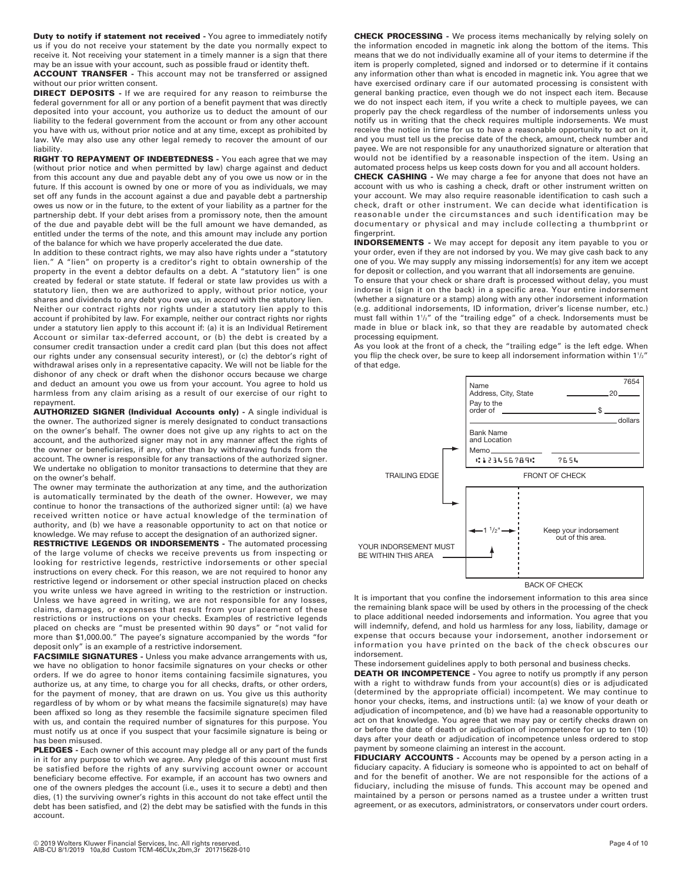**Duty to notify if statement not received -** You agree to immediately notify us if you do not receive your statement by the date you normally expect to receive it. Not receiving your statement in a timely manner is a sign that there may be an issue with your account, such as possible fraud or identity theft.

**ACCOUNT TRANSFER -** This account may not be transferred or assigned without our prior written consent.

**DIRECT DEPOSITS -** If we are required for any reason to reimburse the federal government for all or any portion of a benefit payment that was directly deposited into your account, you authorize us to deduct the amount of our liability to the federal government from the account or from any other account you have with us, without prior notice and at any time, except as prohibited by law. We may also use any other legal remedy to recover the amount of our liability.

**RIGHT TO REPAYMENT OF INDEBTEDNESS -** You each agree that we may (without prior notice and when permitted by law) charge against and deduct from this account any due and payable debt any of you owe us now or in the future. If this account is owned by one or more of you as individuals, we may set off any funds in the account against a due and payable debt a partnership owes us now or in the future, to the extent of your liability as a partner for the partnership debt. If your debt arises from a promissory note, then the amount of the due and payable debt will be the full amount we have demanded, as entitled under the terms of the note, and this amount may include any portion of the balance for which we have properly accelerated the due date.

In addition to these contract rights, we may also have rights under a "statutory lien." A "lien" on property is a creditor's right to obtain ownership of the property in the event a debtor defaults on a debt. A "statutory lien" is one created by federal or state statute. If federal or state law provides us with a statutory lien, then we are authorized to apply, without prior notice, your shares and dividends to any debt you owe us, in accord with the statutory lien.

Neither our contract rights nor rights under a statutory lien apply to this account if prohibited by law. For example, neither our contract rights nor rights under a statutory lien apply to this account if: (a) it is an Individual Retirement Account or similar tax-deferred account, or (b) the debt is created by a consumer credit transaction under a credit card plan (but this does not affect our rights under any consensual security interest), or (c) the debtor's right of withdrawal arises only in a representative capacity. We will not be liable for the dishonor of any check or draft when the dishonor occurs because we charge and deduct an amount you owe us from your account. You agree to hold us harmless from any claim arising as a result of our exercise of our right to repayment.

**AUTHORIZED SIGNER (Individual Accounts only) -** A single individual is the owner. The authorized signer is merely designated to conduct transactions on the owner's behalf. The owner does not give up any rights to act on the account, and the authorized signer may not in any manner affect the rights of the owner or beneficiaries, if any, other than by withdrawing funds from the account. The owner is responsible for any transactions of the authorized signer. We undertake no obligation to monitor transactions to determine that they are on the owner's behalf.

The owner may terminate the authorization at any time, and the authorization is automatically terminated by the death of the owner. However, we may continue to honor the transactions of the authorized signer until: (a) we have received written notice or have actual knowledge of the termination of authority, and (b) we have a reasonable opportunity to act on that notice or knowledge. We may refuse to accept the designation of an authorized signer.

**RESTRICTIVE LEGENDS OR INDORSEMENTS -** The automated processing of the large volume of checks we receive prevents us from inspecting or looking for restrictive legends, restrictive indorsements or other special instructions on every check. For this reason, we are not required to honor any restrictive legend or indorsement or other special instruction placed on checks you write unless we have agreed in writing to the restriction or instruction. Unless we have agreed in writing, we are not responsible for any losses, claims, damages, or expenses that result from your placement of these restrictions or instructions on your checks. Examples of restrictive legends placed on checks are "must be presented within 90 days" or "not valid for more than $1,000.00." The payee's signature accompanied by the words "for deposit only" is an example of a restrictive indorsement.

**FACSIMILE SIGNATURES -** Unless you make advance arrangements with us, we have no obligation to honor facsimile signatures on your checks or other orders. If we do agree to honor items containing facsimile signatures, you authorize us, at any time, to charge you for all checks, drafts, or other orders, for the payment of money, that are drawn on us. You give us this authority regardless of by whom or by what means the facsimile signature(s) may have been affixed so long as they resemble the facsimile signature specimen filed with us, and contain the required number of signatures for this purpose. You must notify us at once if you suspect that your facsimile signature is being or has been misused.

**PLEDGES -** Each owner of this account may pledge all or any part of the funds in it for any purpose to which we agree. Any pledge of this account must first be satisfied before the rights of any surviving account owner or account beneficiary become effective. For example, if an account has two owners and one of the owners pledges the account (i.e., uses it to secure a debt) and then dies, (1) the surviving owner's rights in this account do not take effect until the debt has been satisfied, and (2) the debt may be satisfied with the funds in this account.

**CHECK PROCESSING -** We process items mechanically by relying solely on the information encoded in magnetic ink along the bottom of the items. This means that we do not individually examine all of your items to determine if the item is properly completed, signed and indorsed or to determine if it contains any information other than what is encoded in magnetic ink. You agree that we have exercised ordinary care if our automated processing is consistent with general banking practice, even though we do not inspect each item. Because we do not inspect each item, if you write a check to multiple payees, we can properly pay the check regardless of the number of indorsements unless you notify us in writing that the check requires multiple indorsements. We must receive the notice in time for us to have a reasonable opportunity to act on it, and you must tell us the precise date of the check, amount, check number and payee. We are not responsible for any unauthorized signature or alteration that would not be identified by a reasonable inspection of the item. Using an automated process helps us keep costs down for you and all account holders.

**CHECK CASHING -** We may charge a fee for anyone that does not have an account with us who is cashing a check, draft or other instrument written on your account. We may also require reasonable identification to cash such a check, draft or other instrument. We can decide what identification is reasonable under the circumstances and such identification may be documentary or physical and may include collecting a thumbprint or fingerprint.

**INDORSEMENTS -** We may accept for deposit any item payable to you or your order, even if they are not indorsed by you. We may give cash back to any one of you. We may supply any missing indorsement(s) for any item we accept for deposit or collection, and you warrant that all indorsements are genuine.

To ensure that your check or share draft is processed without delay, you must indorse it (sign it on the back) in a specific area. Your entire indorsement (whether a signature or a stamp) along with any other indorsement information (e.g. additional indorsements, ID information, driver's license number, etc.) must fall within 1½" of the "trailing edge" of a check. Indorsements must be made in blue or black ink, so that they are readable by automated check processing equipment.

As you look at the front of a check, the "trailing edge" is the left edge. When you flip the check over, be sure to keep all indorsement information within 1½" of that edge.

Name
Address, City, State 20 ___ 7654
Pay to the order of ___ $ ___
___ dollars
Bank Name and Location
Memo ___
⑆123456789⑆ 7654

TRAILING EDGE — FRONT OF CHECK

YOUR INDORSEMENT MUST BE WITHIN THIS AREA — 1 ½" — Keep your indorsement out of this area.

BACK OF CHECK

It is important that you confine the indorsement information to this area since the remaining blank space will be used by others in the processing of the check to place additional needed indorsements and information. You agree that you will indemnify, defend, and hold us harmless for any loss, liability, damage or expense that occurs because your indorsement, another indorsement or information you have printed on the back of the check obscures our indorsement.

These indorsement guidelines apply to both personal and business checks.

**DEATH OR INCOMPETENCE -** You agree to notify us promptly if any person with a right to withdraw funds from your account(s) dies or is adjudicated (determined by the appropriate official) incompetent. We may continue to honor your checks, items, and instructions until: (a) we know of your death or adjudication of incompetence, and (b) we have had a reasonable opportunity to act on that knowledge. You agree that we may pay or certify checks drawn on or before the date of death or adjudication of incompetence for up to ten (10) days after your death or adjudication of incompetence unless ordered to stop payment by someone claiming an interest in the account.

**FIDUCIARY ACCOUNTS -** Accounts may be opened by a person acting in a fiduciary capacity. A fiduciary is someone who is appointed to act on behalf of and for the benefit of another. We are not responsible for the actions of a fiduciary, including the misuse of funds. This account may be opened and maintained by a person or persons named as a trustee under a written trust agreement, or as executors, administrators, or conservators under court orders.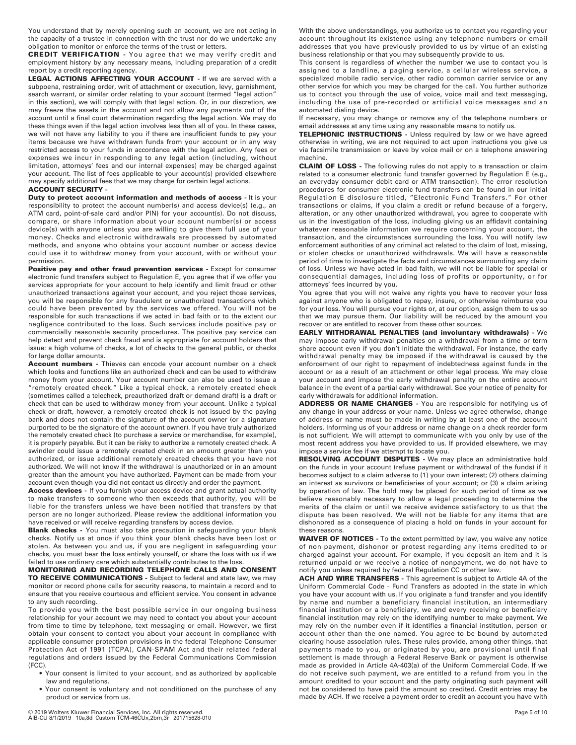You understand that by merely opening such an account, we are not acting in the capacity of a trustee in connection with the trust nor do we undertake any obligation to monitor or enforce the terms of the trust or letters.

**CREDIT VERIFICATION -** You agree that we may verify credit and employment history by any necessary means, including preparation of a credit report by a credit reporting agency.

**LEGAL ACTIONS AFFECTING YOUR ACCOUNT -** If we are served with a subpoena, restraining order, writ of attachment or execution, levy, garnishment, search warrant, or similar order relating to your account (termed "legal action" in this section), we will comply with that legal action. Or, in our discretion, we may freeze the assets in the account and not allow any payments out of the account until a final court determination regarding the legal action. We may do these things even if the legal action involves less than all of you. In these cases, we will not have any liability to you if there are insufficient funds to pay your items because we have withdrawn funds from your account or in any way restricted access to your funds in accordance with the legal action. Any fees or expenses we incur in responding to any legal action (including, without limitation, attorneys' fees and our internal expenses) may be charged against your account. The list of fees applicable to your account(s) provided elsewhere may specify additional fees that we may charge for certain legal actions.

**ACCOUNT SECURITY -**

**Duty to protect account information and methods of access -** It is your responsibility to protect the account number(s) and access device(s) (e.g., an ATM card, point-of-sale card and/or PIN) for your account(s). Do not discuss, compare, or share information about your account number(s) or access device(s) with anyone unless you are willing to give them full use of your money. Checks and electronic withdrawals are processed by automated methods, and anyone who obtains your account number or access device could use it to withdraw money from your account, with or without your permission.

**Positive pay and other fraud prevention services -** Except for consumer electronic fund transfers subject to Regulation E, you agree that if we offer you services appropriate for your account to help identify and limit fraud or other unauthorized transactions against your account, and you reject those services, you will be responsible for any fraudulent or unauthorized transactions which could have been prevented by the services we offered. You will not be responsible for such transactions if we acted in bad faith or to the extent our negligence contributed to the loss. Such services include positive pay or commercially reasonable security procedures. The positive pay service can help detect and prevent check fraud and is appropriate for account holders that issue: a high volume of checks, a lot of checks to the general public, or checks for large dollar amounts.

**Account numbers -** Thieves can encode your account number on a check which looks and functions like an authorized check and can be used to withdraw money from your account. Your account number can also be used to issue a "remotely created check." Like a typical check, a remotely created check (sometimes called a telecheck, preauthorized draft or demand draft) is a draft or check that can be used to withdraw money from your account. Unlike a typical check or draft, however, a remotely created check is not issued by the paying bank and does not contain the signature of the account owner (or a signature purported to be the signature of the account owner). If you have truly authorized the remotely created check (to purchase a service or merchandise, for example), it is properly payable. But it can be risky to authorize a remotely created check. A swindler could issue a remotely created check in an amount greater than you authorized, or issue additional remotely created checks that you have not authorized. We will not know if the withdrawal is unauthorized or in an amount greater than the amount you have authorized. Payment can be made from your account even though you did not contact us directly and order the payment.

**Access devices -** If you furnish your access device and grant actual authority to make transfers to someone who then exceeds that authority, you will be liable for the transfers unless we have been notified that transfers by that person are no longer authorized. Please review the additional information you have received or will receive regarding transfers by access device.

**Blank checks -** You must also take precaution in safeguarding your blank checks. Notify us at once if you think your blank checks have been lost or stolen. As between you and us, if you are negligent in safeguarding your checks, you must bear the loss entirely yourself, or share the loss with us if we failed to use ordinary care which substantially contributes to the loss.

**MONITORING AND RECORDING TELEPHONE CALLS AND CONSENT TO RECEIVE COMMUNICATIONS -** Subject to federal and state law, we may monitor or record phone calls for security reasons, to maintain a record and to ensure that you receive courteous and efficient service. You consent in advance to any such recording.

To provide you with the best possible service in our ongoing business relationship for your account we may need to contact you about your account from time to time by telephone, text messaging or email. However, we first obtain your consent to contact you about your account in compliance with applicable consumer protection provisions in the federal Telephone Consumer Protection Act of 1991 (TCPA), CAN-SPAM Act and their related federal regulations and orders issued by the Federal Communications Commission (FCC).

- Your consent is limited to your account, and as authorized by applicable law and regulations.
- Your consent is voluntary and not conditioned on the purchase of any product or service from us.

With the above understandings, you authorize us to contact you regarding your account throughout its existence using any telephone numbers or email addresses that you have previously provided to us by virtue of an existing business relationship or that you may subsequently provide to us.

This consent is regardless of whether the number we use to contact you is assigned to a landline, a paging service, a cellular wireless service, a specialized mobile radio service, other radio common carrier service or any other service for which you may be charged for the call. You further authorize us to contact you through the use of voice, voice mail and text messaging, including the use of pre-recorded or artificial voice messages and an automated dialing device.

If necessary, you may change or remove any of the telephone numbers or email addresses at any time using any reasonable means to notify us.

**TELEPHONIC INSTRUCTIONS -** Unless required by law or we have agreed otherwise in writing, we are not required to act upon instructions you give us via facsimile transmission or leave by voice mail or on a telephone answering machine.

**CLAIM OF LOSS -** The following rules do not apply to a transaction or claim related to a consumer electronic fund transfer governed by Regulation E (e.g., an everyday consumer debit card or ATM transaction). The error resolution procedures for consumer electronic fund transfers can be found in our initial Regulation E disclosure titled, "Electronic Fund Transfers." For other transactions or claims, if you claim a credit or refund because of a forgery, alteration, or any other unauthorized withdrawal, you agree to cooperate with us in the investigation of the loss, including giving us an affidavit containing whatever reasonable information we require concerning your account, the transaction, and the circumstances surrounding the loss. You will notify law enforcement authorities of any criminal act related to the claim of lost, missing, or stolen checks or unauthorized withdrawals. We will have a reasonable period of time to investigate the facts and circumstances surrounding any claim of loss. Unless we have acted in bad faith, we will not be liable for special or consequential damages, including loss of profits or opportunity, or for attorneys' fees incurred by you.

You agree that you will not waive any rights you have to recover your loss against anyone who is obligated to repay, insure, or otherwise reimburse you for your loss. You will pursue your rights or, at our option, assign them to us so that we may pursue them. Our liability will be reduced by the amount you recover or are entitled to recover from these other sources.

**EARLY WITHDRAWAL PENALTIES (and involuntary withdrawals) -** We may impose early withdrawal penalties on a withdrawal from a time or term share account even if you don't initiate the withdrawal. For instance, the early withdrawal penalty may be imposed if the withdrawal is caused by the enforcement of our right to repayment of indebtedness against funds in the account or as a result of an attachment or other legal process. We may close your account and impose the early withdrawal penalty on the entire account balance in the event of a partial early withdrawal. See your notice of penalty for early withdrawals for additional information.

**ADDRESS OR NAME CHANGES -** You are responsible for notifying us of any change in your address or your name. Unless we agree otherwise, change of address or name must be made in writing by at least one of the account holders. Informing us of your address or name change on a check reorder form is not sufficient. We will attempt to communicate with you only by use of the most recent address you have provided to us. If provided elsewhere, we may impose a service fee if we attempt to locate you.

**RESOLVING ACCOUNT DISPUTES -** We may place an administrative hold on the funds in your account (refuse payment or withdrawal of the funds) if it becomes subject to a claim adverse to (1) your own interest; (2) others claiming an interest as survivors or beneficiaries of your account; or (3) a claim arising by operation of law. The hold may be placed for such period of time as we believe reasonably necessary to allow a legal proceeding to determine the merits of the claim or until we receive evidence satisfactory to us that the dispute has been resolved. We will not be liable for any items that are dishonored as a consequence of placing a hold on funds in your account for these reasons.

**WAIVER OF NOTICES -** To the extent permitted by law, you waive any notice of non-payment, dishonor or protest regarding any items credited to or charged against your account. For example, if you deposit an item and it is returned unpaid or we receive a notice of nonpayment, we do not have to notify you unless required by federal Regulation CC or other law.

**ACH AND WIRE TRANSFERS -** This agreement is subject to Article 4A of the Uniform Commercial Code - Fund Transfers as adopted in the state in which you have your account with us. If you originate a fund transfer and you identify by name and number a beneficiary financial institution, an intermediary financial institution or a beneficiary, we and every receiving or beneficiary financial institution may rely on the identifying number to make payment. We may rely on the number even if it identifies a financial institution, person or account other than the one named. You agree to be bound by automated clearing house association rules. These rules provide, among other things, that payments made to you, or originated by you, are provisional until final settlement is made through a Federal Reserve Bank or payment is otherwise made as provided in Article 4A-403(a) of the Uniform Commercial Code. If we do not receive such payment, we are entitled to a refund from you in the amount credited to your account and the party originating such payment will not be considered to have paid the amount so credited. Credit entries may be made by ACH. If we receive a payment order to credit an account you have with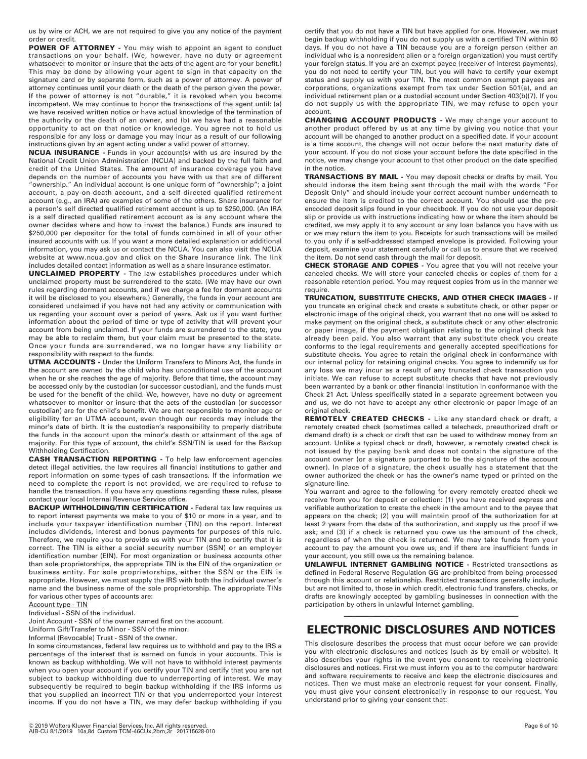us by wire or ACH, we are not required to give you any notice of the payment order or credit.

**POWER OF ATTORNEY -** You may wish to appoint an agent to conduct transactions on your behalf. (We, however, have no duty or agreement whatsoever to monitor or insure that the acts of the agent are for your benefit.) This may be done by allowing your agent to sign in that capacity on the signature card or by separate form, such as a power of attorney. A power of attorney continues until your death or the death of the person given the power. If the power of attorney is not "durable," it is revoked when you become incompetent. We may continue to honor the transactions of the agent until: (a) we have received written notice or have actual knowledge of the termination of the authority or the death of an owner, and (b) we have had a reasonable opportunity to act on that notice or knowledge. You agree not to hold us responsible for any loss or damage you may incur as a result of our following instructions given by an agent acting under a valid power of attorney.

**NCUA INSURANCE -** Funds in your account(s) with us are insured by the National Credit Union Administration (NCUA) and backed by the full faith and credit of the United States. The amount of insurance coverage you have depends on the number of accounts you have with us that are of different "ownership." An individual account is one unique form of "ownership"; a joint account, a pay-on-death account, and a self directed qualified retirement account (e.g., an IRA) are examples of some of the others. Share insurance for a person's self directed qualified retirement account is up to $250,000. (An IRA is a self directed qualified retirement account as is any account where the owner decides where and how to invest the balance.) Funds are insured to $250,000 per depositor for the total of funds combined in all of your other insured accounts with us. If you want a more detailed explanation or additional information, you may ask us or contact the NCUA. You can also visit the NCUA website at www.ncua.gov and click on the Share Insurance link. The link includes detailed contact information as well as a share insurance estimator.

**UNCLAIMED PROPERTY -** The law establishes procedures under which unclaimed property must be surrendered to the state. (We may have our own rules regarding dormant accounts, and if we charge a fee for dormant accounts it will be disclosed to you elsewhere.) Generally, the funds in your account are considered unclaimed if you have not had any activity or communication with us regarding your account over a period of years. Ask us if you want further information about the period of time or type of activity that will prevent your account from being unclaimed. If your funds are surrendered to the state, you may be able to reclaim them, but your claim must be presented to the state. Once your funds are surrendered, we no longer have any liability or responsibility with respect to the funds.

**UTMA ACCOUNTS -** Under the Uniform Transfers to Minors Act, the funds in the account are owned by the child who has unconditional use of the account when he or she reaches the age of majority. Before that time, the account may be accessed only by the custodian (or successor custodian), and the funds must be used for the benefit of the child. We, however, have no duty or agreement whatsoever to monitor or insure that the acts of the custodian (or successor custodian) are for the child's benefit. We are not responsible to monitor age or eligibility for an UTMA account, even though our records may include the minor's date of birth. It is the custodian's responsibility to properly distribute the funds in the account upon the minor's death or attainment of the age of majority. For this type of account, the child's SSN/TIN is used for the Backup Withholding Certification.

**CASH TRANSACTION REPORTING -** To help law enforcement agencies detect illegal activities, the law requires all financial institutions to gather and report information on some types of cash transactions. If the information we need to complete the report is not provided, we are required to refuse to handle the transaction. If you have any questions regarding these rules, please contact your local Internal Revenue Service office.

**BACKUP WITHHOLDING/TIN CERTIFICATION -** Federal tax law requires us to report interest payments we make to you of $10 or more in a year, and to include your taxpayer identification number (TIN) on the report. Interest includes dividends, interest and bonus payments for purposes of this rule. Therefore, we require you to provide us with your TIN and to certify that it is correct. The TIN is either a social security number (SSN) or an employer identification number (EIN). For most organization or business accounts other than sole proprietorships, the appropriate TIN is the EIN of the organization or business entity. For sole proprietorships, either the SSN or the EIN is appropriate. However, we must supply the IRS with both the individual owner's name and the business name of the sole proprietorship. The appropriate TINs for various other types of accounts are:

Account type - TIN

Individual - SSN of the individual.

Joint Account - SSN of the owner named first on the account.

Uniform Gift/Transfer to Minor - SSN of the minor.

Informal (Revocable) Trust - SSN of the owner.

In some circumstances, federal law requires us to withhold and pay to the IRS a percentage of the interest that is earned on funds in your accounts. This is known as backup withholding. We will not have to withhold interest payments when you open your account if you certify your TIN and certify that you are not subject to backup withholding due to underreporting of interest. We may subsequently be required to begin backup withholding if the IRS informs us that you supplied an incorrect TIN or that you underreported your interest income. If you do not have a TIN, we may defer backup withholding if you certify that you do not have a TIN but have applied for one. However, we must begin backup withholding if you do not supply us with a certified TIN within 60 days. If you do not have a TIN because you are a foreign person (either an individual who is a nonresident alien or a foreign organization) you must certify your foreign status. If you are an exempt payee (receiver of interest payments), you do not need to certify your TIN, but you will have to certify your exempt status and supply us with your TIN. The most common exempt payees are corporations, organizations exempt from tax under Section 501(a), and an individual retirement plan or a custodial account under Section 403(b)(7). If you do not supply us with the appropriate TIN, we may refuse to open your account.

**CHANGING ACCOUNT PRODUCTS -** We may change your account to another product offered by us at any time by giving you notice that your account will be changed to another product on a specified date. If your account is a time account, the change will not occur before the next maturity date of your account. If you do not close your account before the date specified in the notice, we may change your account to that other product on the date specified in the notice.

**TRANSACTIONS BY MAIL -** You may deposit checks or drafts by mail. You should indorse the item being sent through the mail with the words "For Deposit Only" and should include your correct account number underneath to ensure the item is credited to the correct account. You should use the pre-encoded deposit slips found in your checkbook. If you do not use your deposit slip or provide us with instructions indicating how or where the item should be credited, we may apply it to any account or any loan balance you have with us or we may return the item to you. Receipts for such transactions will be mailed to you only if a self-addressed stamped envelope is provided. Following your deposit, examine your statement carefully or call us to ensure that we received the item. Do not send cash through the mail for deposit.

**CHECK STORAGE AND COPIES -** You agree that you will not receive your canceled checks. We will store your canceled checks or copies of them for a reasonable retention period. You may request copies from us in the manner we require.

**TRUNCATION, SUBSTITUTE CHECKS, AND OTHER CHECK IMAGES -** If you truncate an original check and create a substitute check, or other paper or electronic image of the original check, you warrant that no one will be asked to make payment on the original check, a substitute check or any other electronic or paper image, if the payment obligation relating to the original check has already been paid. You also warrant that any substitute check you create conforms to the legal requirements and generally accepted specifications for substitute checks. You agree to retain the original check in conformance with our internal policy for retaining original checks. You agree to indemnify us for any loss we may incur as a result of any truncated check transaction you initiate. We can refuse to accept substitute checks that have not previously been warranted by a bank or other financial institution in conformance with the Check 21 Act. Unless specifically stated in a separate agreement between you and us, we do not have to accept any other electronic or paper image of an original check.

**REMOTELY CREATED CHECKS -** Like any standard check or draft, a remotely created check (sometimes called a telecheck, preauthorized draft or demand draft) is a check or draft that can be used to withdraw money from an account. Unlike a typical check or draft, however, a remotely created check is not issued by the paying bank and does not contain the signature of the account owner (or a signature purported to be the signature of the account owner). In place of a signature, the check usually has a statement that the owner authorized the check or has the owner's name typed or printed on the signature line.

You warrant and agree to the following for every remotely created check we receive from you for deposit or collection: (1) you have received express and verifiable authorization to create the check in the amount and to the payee that appears on the check; (2) you will maintain proof of the authorization for at least 2 years from the date of the authorization, and supply us the proof if we ask; and (3) if a check is returned you owe us the amount of the check, regardless of when the check is returned. We may take funds from your account to pay the amount you owe us, and if there are insufficient funds in your account, you still owe us the remaining balance.

**UNLAWFUL INTERNET GAMBLING NOTICE -** Restricted transactions as defined in Federal Reserve Regulation GG are prohibited from being processed through this account or relationship. Restricted transactions generally include, but are not limited to, those in which credit, electronic fund transfers, checks, or drafts are knowingly accepted by gambling businesses in connection with the participation by others in unlawful Internet gambling.

# ELECTRONIC DISCLOSURES AND NOTICES

This disclosure describes the process that must occur before we can provide you with electronic disclosures and notices (such as by email or website). It also describes your rights in the event you consent to receiving electronic disclosures and notices. First we must inform you as to the computer hardware and software requirements to receive and keep the electronic disclosures and notices. Then we must make an electronic request for your consent. Finally, you must give your consent electronically in response to our request. You understand prior to giving your consent that:

© 2019 Wolters Kluwer Financial Services, Inc. All rights reserved.
AIB-CU 8/1/2019 10a,8d Custom TCM-46CUx,2bm,3r 201715628-010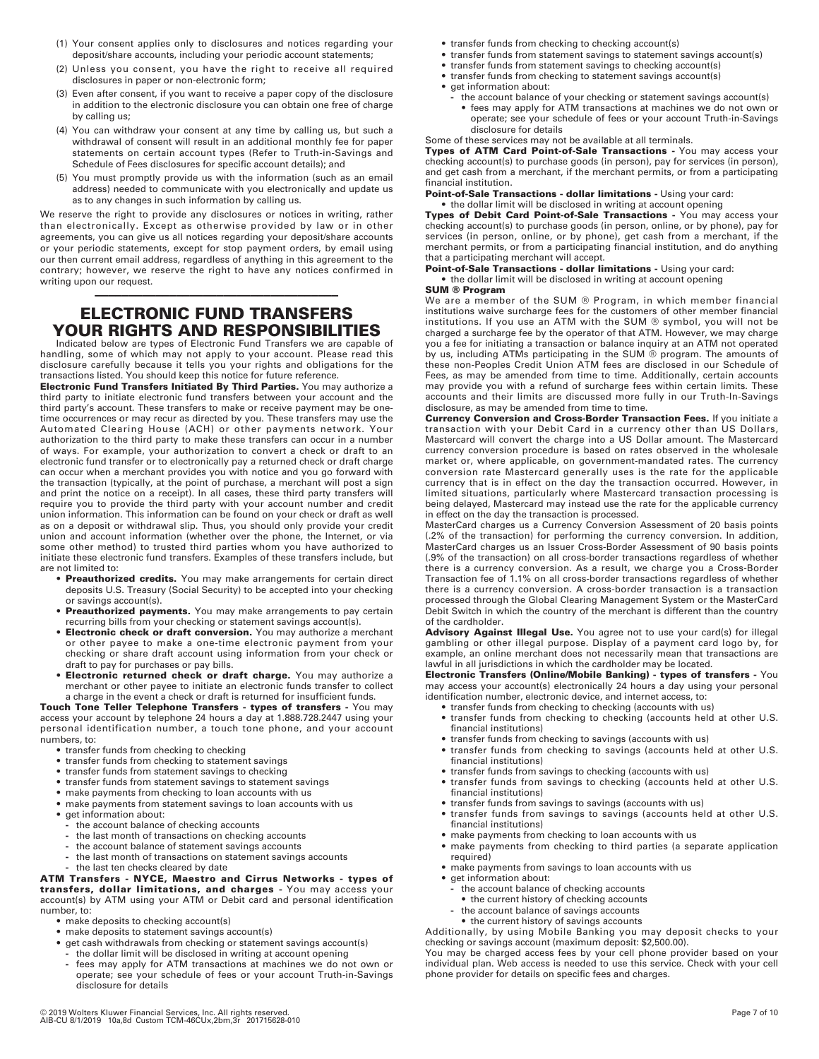(1) Your consent applies only to disclosures and notices regarding your deposit/share accounts, including your periodic account statements;

(2) Unless you consent, you have the right to receive all required disclosures in paper or non-electronic form;

(3) Even after consent, if you want to receive a paper copy of the disclosure in addition to the electronic disclosure you can obtain one free of charge by calling us;

(4) You can withdraw your consent at any time by calling us, but such a withdrawal of consent will result in an additional monthly fee for paper statements on certain account types (Refer to Truth-in-Savings and Schedule of Fees disclosures for specific account details); and

(5) You must promptly provide us with the information (such as an email address) needed to communicate with you electronically and update us as to any changes in such information by calling us.

We reserve the right to provide any disclosures or notices in writing, rather than electronically. Except as otherwise provided by law or in other agreements, you can give us all notices regarding your deposit/share accounts or your periodic statements, except for stop payment orders, by email using our then current email address, regardless of anything in this agreement to the contrary; however, we reserve the right to have any notices confirmed in writing upon our request.

---

## ELECTRONIC FUND TRANSFERS YOUR RIGHTS AND RESPONSIBILITIES

Indicated below are types of Electronic Fund Transfers we are capable of handling, some of which may not apply to your account. Please read this disclosure carefully because it tells you your rights and obligations for the transactions listed. You should keep this notice for future reference.

**Electronic Fund Transfers Initiated By Third Parties.** You may authorize a third party to initiate electronic fund transfers between your account and the third party's account. These transfers to make or receive payment may be one-time occurrences or may recur as directed by you. These transfers may use the Automated Clearing House (ACH) or other payments network. Your authorization to the third party to make these transfers can occur in a number of ways. For example, your authorization to convert a check or draft to an electronic fund transfer or to electronically pay a returned check or draft charge can occur when a merchant provides you with notice and you go forward with the transaction (typically, at the point of purchase, a merchant will post a sign and print the notice on a receipt). In all cases, these third party transfers will require you to provide the third party with your account number and credit union information. This information can be found on your check or draft as well as on a deposit or withdrawal slip. Thus, you should only provide your credit union and account information (whether over the phone, the Internet, or via some other method) to trusted third parties whom you have authorized to initiate these electronic fund transfers. Examples of these transfers include, but are not limited to:

- **Preauthorized credits.** You may make arrangements for certain direct deposits U.S. Treasury (Social Security) to be accepted into your checking or savings account(s).
- **Preauthorized payments.** You may make arrangements to pay certain recurring bills from your checking or statement savings account(s).
- **Electronic check or draft conversion.** You may authorize a merchant or other payee to make a one-time electronic payment from your checking or share draft account using information from your check or draft to pay for purchases or pay bills.
- **Electronic returned check or draft charge.** You may authorize a merchant or other payee to initiate an electronic funds transfer to collect a charge in the event a check or draft is returned for insufficient funds.

**Touch Tone Teller Telephone Transfers - types of transfers -** You may access your account by telephone 24 hours a day at 1.888.728.2447 using your personal identification number, a touch tone phone, and your account numbers, to:

- transfer funds from checking to checking
- transfer funds from checking to statement savings
- transfer funds from statement savings to checking
- transfer funds from statement savings to statement savings
- make payments from checking to loan accounts with us
- make payments from statement savings to loan accounts with us
- get information about:
  - the account balance of checking accounts
  - the last month of transactions on checking accounts
  - the account balance of statement savings accounts
  - the last month of transactions on statement savings accounts
  - the last ten checks cleared by date

**ATM Transfers - NYCE, Maestro and Cirrus Networks - types of transfers, dollar limitations, and charges -** You may access your account(s) by ATM using your ATM or Debit card and personal identification number, to:

- make deposits to checking account(s)
- make deposits to statement savings account(s)
- get cash withdrawals from checking or statement savings account(s)
  - the dollar limit will be disclosed in writing at account opening
  - fees may apply for ATM transactions at machines we do not own or operate; see your schedule of fees or your account Truth-in-Savings disclosure for details
- transfer funds from checking to checking account(s)
- transfer funds from statement savings to statement savings account(s)
- transfer funds from statement savings to checking account(s)
- transfer funds from checking to statement savings account(s)
- get information about:
  - the account balance of your checking or statement savings account(s)
    - fees may apply for ATM transactions at machines we do not own or operate; see your schedule of fees or your account Truth-in-Savings disclosure for details

Some of these services may not be available at all terminals.

**Types of ATM Card Point-of-Sale Transactions -** You may access your checking account(s) to purchase goods (in person), pay for services (in person), and get cash from a merchant, if the merchant permits, or from a participating financial institution.

**Point-of-Sale Transactions - dollar limitations -** Using your card:

- the dollar limit will be disclosed in writing at account opening

**Types of Debit Card Point-of-Sale Transactions -** You may access your checking account(s) to purchase goods (in person, online, or by phone), pay for services (in person, online, or by phone), get cash from a merchant, if the merchant permits, or from a participating financial institution, and do anything that a participating merchant will accept.

**Point-of-Sale Transactions - dollar limitations -** Using your card:

- the dollar limit will be disclosed in writing at account opening

**SUM ® Program**

We are a member of the SUM ® Program, in which member financial institutions waive surcharge fees for the customers of other member financial institutions. If you use an ATM with the SUM ® symbol, you will not be charged a surcharge fee by the operator of that ATM. However, we may charge you a fee for initiating a transaction or balance inquiry at an ATM not operated by us, including ATMs participating in the SUM ® program. The amounts of these non-Peoples Credit Union ATM fees are disclosed in our Schedule of Fees, as may be amended from time to time. Additionally, certain accounts may provide you with a refund of surcharge fees within certain limits. These accounts and their limits are discussed more fully in our Truth-In-Savings disclosure, as may be amended from time to time.

**Currency Conversion and Cross-Border Transaction Fees.** If you initiate a transaction with your Debit Card in a currency other than US Dollars, Mastercard will convert the charge into a US Dollar amount. The Mastercard currency conversion procedure is based on rates observed in the wholesale market or, where applicable, on government-mandated rates. The currency conversion rate Mastercard generally uses is the rate for the applicable currency that is in effect on the day the transaction occurred. However, in limited situations, particularly where Mastercard transaction processing is being delayed, Mastercard may instead use the rate for the applicable currency in effect on the day the transaction is processed.

MasterCard charges us a Currency Conversion Assessment of 20 basis points (.2% of the transaction) for performing the currency conversion. In addition, MasterCard charges us an Issuer Cross-Border Assessment of 90 basis points (.9% of the transaction) on all cross-border transactions regardless of whether there is a currency conversion. As a result, we charge you a Cross-Border Transaction fee of 1.1% on all cross-border transactions regardless of whether there is a currency conversion. A cross-border transaction is a transaction processed through the Global Clearing Management System or the MasterCard Debit Switch in which the country of the merchant is different than the country of the cardholder.

**Advisory Against Illegal Use.** You agree not to use your card(s) for illegal gambling or other illegal purpose. Display of a payment card logo by, for example, an online merchant does not necessarily mean that transactions are lawful in all jurisdictions in which the cardholder may be located.

**Electronic Transfers (Online/Mobile Banking) - types of transfers -** You may access your account(s) electronically 24 hours a day using your personal identification number, electronic device, and internet access, to:

- transfer funds from checking to checking (accounts with us)
- transfer funds from checking to checking (accounts held at other U.S. financial institutions)
- transfer funds from checking to savings (accounts with us)
- transfer funds from checking to savings (accounts held at other U.S. financial institutions)
- transfer funds from savings to checking (accounts with us)
- transfer funds from savings to checking (accounts held at other U.S. financial institutions)
- transfer funds from savings to savings (accounts with us)
- transfer funds from savings to savings (accounts held at other U.S. financial institutions)
- make payments from checking to loan accounts with us
- make payments from checking to third parties (a separate application required)
- make payments from savings to loan accounts with us
- get information about:
  - the account balance of checking accounts
    - the current history of checking accounts
  - the account balance of savings accounts
    - the current history of savings accounts

Additionally, by using Mobile Banking you may deposit checks to your checking or savings account (maximum deposit: $2,500.00).

You may be charged access fees by your cell phone provider based on your individual plan. Web access is needed to use this service. Check with your cell phone provider for details on specific fees and charges.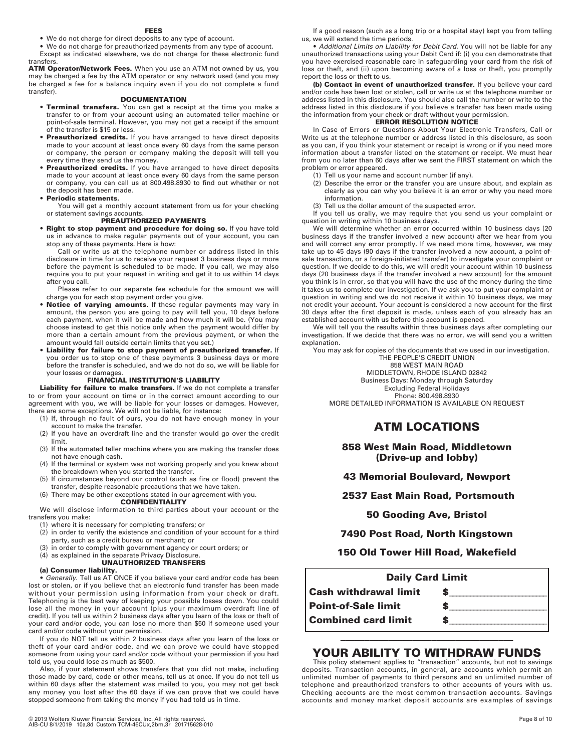### FEES

- We do not charge for direct deposits to any type of account.
- We do not charge for preauthorized payments from any type of account.

Except as indicated elsewhere, we do not charge for these electronic fund transfers.

**ATM Operator/Network Fees.** When you use an ATM not owned by us, you may be charged a fee by the ATM operator or any network used (and you may be charged a fee for a balance inquiry even if you do not complete a fund transfer).

### DOCUMENTATION

- **Terminal transfers.** You can get a receipt at the time you make a transfer to or from your account using an automated teller machine or point-of-sale terminal. However, you may not get a receipt if the amount of the transfer is $15 or less.
- **Preauthorized credits.** If you have arranged to have direct deposits made to your account at least once every 60 days from the same person or company, the person or company making the deposit will tell you every time they send us the money.
- **Preauthorized credits.** If you have arranged to have direct deposits made to your account at least once every 60 days from the same person or company, you can call us at 800.498.8930 to find out whether or not the deposit has been made.
- **Periodic statements.**

  You will get a monthly account statement from us for your checking or statement savings accounts.

### PREAUTHORIZED PAYMENTS

- **Right to stop payment and procedure for doing so.** If you have told us in advance to make regular payments out of your account, you can stop any of these payments. Here is how:

  Call or write us at the telephone number or address listed in this disclosure in time for us to receive your request 3 business days or more before the payment is scheduled to be made. If you call, we may also require you to put your request in writing and get it to us within 14 days after you call.

  Please refer to our separate fee schedule for the amount we will charge you for each stop payment order you give.
- **Notice of varying amounts.** If these regular payments may vary in amount, the person you are going to pay will tell you, 10 days before each payment, when it will be made and how much it will be. (You may choose instead to get this notice only when the payment would differ by more than a certain amount from the previous payment, or when the amount would fall outside certain limits that you set.)
- **Liability for failure to stop payment of preauthorized transfer.** If you order us to stop one of these payments 3 business days or more before the transfer is scheduled, and we do not do so, we will be liable for your losses or damages.

### FINANCIAL INSTITUTION'S LIABILITY

**Liability for failure to make transfers.** If we do not complete a transfer to or from your account on time or in the correct amount according to our agreement with you, we will be liable for your losses or damages. However, there are some exceptions. We will not be liable, for instance:

(1) If, through no fault of ours, you do not have enough money in your account to make the transfer.
(2) If you have an overdraft line and the transfer would go over the credit limit.
(3) If the automated teller machine where you are making the transfer does not have enough cash.
(4) If the terminal or system was not working properly and you knew about the breakdown when you started the transfer.
(5) If circumstances beyond our control (such as fire or flood) prevent the transfer, despite reasonable precautions that we have taken.
(6) There may be other exceptions stated in our agreement with you.

### CONFIDENTIALITY

We will disclose information to third parties about your account or the transfers you make:

(1) where it is necessary for completing transfers; or
(2) in order to verify the existence and condition of your account for a third party, such as a credit bureau or merchant; or
(3) in order to comply with government agency or court orders; or
(4) as explained in the separate Privacy Disclosure.

### UNAUTHORIZED TRANSFERS

**(a) Consumer liability.**

- *Generally.* Tell us AT ONCE if you believe your card and/or code has been lost or stolen, or if you believe that an electronic fund transfer has been made without your permission using information from your check or draft. Telephoning is the best way of keeping your possible losses down. You could lose all the money in your account (plus your maximum overdraft line of credit). If you tell us within 2 business days after you learn of the loss or theft of your card and/or code, you can lose no more than $50 if someone used your card and/or code without your permission.

If you do NOT tell us within 2 business days after you learn of the loss or theft of your card and/or code, and we can prove we could have stopped someone from using your card and/or code without your permission if you had told us, you could lose as much as $500.

Also, if your statement shows transfers that you did not make, including those made by card, code or other means, tell us at once. If you do not tell us within 60 days after the statement was mailed to you, you may not get back any money you lost after the 60 days if we can prove that we could have stopped someone from taking the money if you had told us in time.

If a good reason (such as a long trip or a hospital stay) kept you from telling us, we will extend the time periods.

- *Additional Limits on Liability for Debit Card.* You will not be liable for any unauthorized transactions using your Debit Card if: (i) you can demonstrate that you have exercised reasonable care in safeguarding your card from the risk of loss or theft, and (ii) upon becoming aware of a loss or theft, you promptly report the loss or theft to us.

**(b) Contact in event of unauthorized transfer.** If you believe your card and/or code has been lost or stolen, call or write us at the telephone number or address listed in this disclosure. You should also call the number or write to the address listed in this disclosure if you believe a transfer has been made using the information from your check or draft without your permission.

### ERROR RESOLUTION NOTICE

In Case of Errors or Questions About Your Electronic Transfers, Call or Write us at the telephone number or address listed in this disclosure, as soon as you can, if you think your statement or receipt is wrong or if you need more information about a transfer listed on the statement or receipt. We must hear from you no later than 60 days after we sent the FIRST statement on which the problem or error appeared.

(1) Tell us your name and account number (if any).
(2) Describe the error or the transfer you are unsure about, and explain as clearly as you can why you believe it is an error or why you need more information.
(3) Tell us the dollar amount of the suspected error.

If you tell us orally, we may require that you send us your complaint or question in writing within 10 business days.

We will determine whether an error occurred within 10 business days (20 business days if the transfer involved a new account) after we hear from you and will correct any error promptly. If we need more time, however, we may take up to 45 days (90 days if the transfer involved a new account, a point-of-sale transaction, or a foreign-initiated transfer) to investigate your complaint or question. If we decide to do this, we will credit your account within 10 business days (20 business days if the transfer involved a new account) for the amount you think is in error, so that you will have the use of the money during the time it takes us to complete our investigation. If we ask you to put your complaint or question in writing and we do not receive it within 10 business days, we may not credit your account. Your account is considered a new account for the first 30 days after the first deposit is made, unless each of you already has an established account with us before this account is opened.

We will tell you the results within three business days after completing our investigation. If we decide that there was no error, we will send you a written explanation.

You may ask for copies of the documents that we used in our investigation.

THE PEOPLE'S CREDIT UNION
858 WEST MAIN ROAD
MIDDLETOWN, RHODE ISLAND 02842
Business Days: Monday through Saturday
Excluding Federal Holidays
Phone: 800.498.8930
MORE DETAILED INFORMATION IS AVAILABLE ON REQUEST

## ATM LOCATIONS

**858 West Main Road, Middletown (Drive-up and lobby)**

**43 Memorial Boulevard, Newport**

**2537 East Main Road, Portsmouth**

**50 Gooding Ave, Bristol**

**7490 Post Road, North Kingstown**

**150 Old Tower Hill Road, Wakefield**

| Daily Card Limit | |
|---|---|
| Cash withdrawal limit | $\_\_\_\_\_\_\_\_\_\_ |
| Point-of-Sale limit | $\_\_\_\_\_\_\_\_\_\_ |
| Combined card limit | $\_\_\_\_\_\_\_\_\_\_ |

## YOUR ABILITY TO WITHDRAW FUNDS

This policy statement applies to "transaction" accounts, but not to savings deposits. Transaction accounts, in general, are accounts which permit an unlimited number of payments to third persons and an unlimited number of telephone and preauthorized transfers to other accounts of yours with us. Checking accounts are the most common transaction accounts. Savings accounts and money market deposit accounts are examples of savings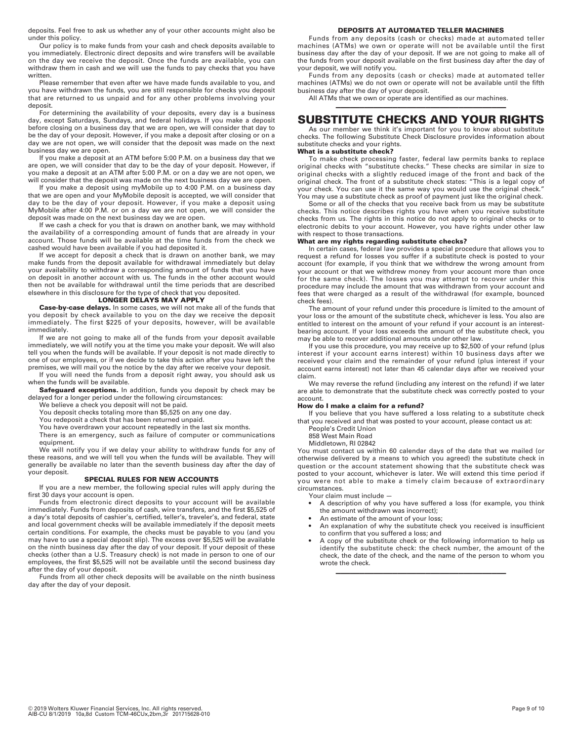deposits. Feel free to ask us whether any of your other accounts might also be under this policy.

Our policy is to make funds from your cash and check deposits available to you immediately. Electronic direct deposits and wire transfers will be available on the day we receive the deposit. Once the funds are available, you can withdraw them in cash and we will use the funds to pay checks that you have written.

Please remember that even after we have made funds available to you, and you have withdrawn the funds, you are still responsible for checks you deposit that are returned to us unpaid and for any other problems involving your deposit.

For determining the availability of your deposits, every day is a business day, except Saturdays, Sundays, and federal holidays. If you make a deposit before closing on a business day that we are open, we will consider that day to be the day of your deposit. However, if you make a deposit after closing or on a day we are not open, we will consider that the deposit was made on the next business day we are open.

If you make a deposit at an ATM before 5:00 P.M. on a business day that we are open, we will consider that day to be the day of your deposit. However, if you make a deposit at an ATM after 5:00 P.M. or on a day we are not open, we will consider that the deposit was made on the next business day we are open.

If you make a deposit using myMobile up to 4:00 P.M. on a business day that we are open and your MyMobile deposit is accepted, we will consider that day to be the day of your deposit. However, if you make a deposit using MyMobile after 4:00 P.M. or on a day we are not open, we will consider the deposit was made on the next business day we are open.

If we cash a check for you that is drawn on another bank, we may withhold the availability of a corresponding amount of funds that are already in your account. Those funds will be available at the time funds from the check we cashed would have been available if you had deposited it.

If we accept for deposit a check that is drawn on another bank, we may make funds from the deposit available for withdrawal immediately but delay your availability to withdraw a corresponding amount of funds that you have on deposit in another account with us. The funds in the other account would then not be available for withdrawal until the time periods that are described elsewhere in this disclosure for the type of check that you deposited.

### LONGER DELAYS MAY APPLY

**Case-by-case delays.** In some cases, we will not make all of the funds that you deposit by check available to you on the day we receive the deposit immediately. The first $225 of your deposits, however, will be available immediately.

If we are not going to make all of the funds from your deposit available immediately, we will notify you at the time you make your deposit. We will also tell you when the funds will be available. If your deposit is not made directly to one of our employees, or if we decide to take this action after you have left the premises, we will mail you the notice by the day after we receive your deposit.

If you will need the funds from a deposit right away, you should ask us when the funds will be available.

**Safeguard exceptions.** In addition, funds you deposit by check may be delayed for a longer period under the following circumstances:

We believe a check you deposit will not be paid.

You deposit checks totaling more than $5,525 on any one day.

You redeposit a check that has been returned unpaid.

You have overdrawn your account repeatedly in the last six months.

There is an emergency, such as failure of computer or communications equipment.

We will notify you if we delay your ability to withdraw funds for any of these reasons, and we will tell you when the funds will be available. They will generally be available no later than the seventh business day after the day of your deposit.

### SPECIAL RULES FOR NEW ACCOUNTS

If you are a new member, the following special rules will apply during the first 30 days your account is open.

Funds from electronic direct deposits to your account will be available immediately. Funds from deposits of cash, wire transfers, and the first $5,525 of a day's total deposits of cashier's, certified, teller's, traveler's, and federal, state and local government checks will be available immediately if the deposit meets certain conditions. For example, the checks must be payable to you (and you may have to use a special deposit slip). The excess over $5,525 will be available on the ninth business day after the day of your deposit. If your deposit of these checks (other than a U.S. Treasury check) is not made in person to one of our employees, the first $5,525 will not be available until the second business day after the day of your deposit.

Funds from all other check deposits will be available on the ninth business day after the day of your deposit.

### DEPOSITS AT AUTOMATED TELLER MACHINES

Funds from any deposits (cash or checks) made at automated teller machines (ATMs) we own or operate will not be available until the first business day after the day of your deposit. If we are not going to make all of the funds from your deposit available on the first business day after the day of your deposit, we will notify you.

Funds from any deposits (cash or checks) made at automated teller machines (ATMs) we do not own or operate will not be available until the fifth business day after the day of your deposit.

All ATMs that we own or operate are identified as our machines.

---

## SUBSTITUTE CHECKS AND YOUR RIGHTS

As our member we think it's important for you to know about substitute checks. The following Substitute Check Disclosure provides information about substitute checks and your rights.

**What is a substitute check?**

To make check processing faster, federal law permits banks to replace original checks with "substitute checks." These checks are similar in size to original checks with a slightly reduced image of the front and back of the original check. The front of a substitute check states: "This is a legal copy of your check. You can use it the same way you would use the original check." You may use a substitute check as proof of payment just like the original check.

Some or all of the checks that you receive back from us may be substitute checks. This notice describes rights you have when you receive substitute checks from us. The rights in this notice do not apply to original checks or to electronic debits to your account. However, you have rights under other law with respect to those transactions.

**What are my rights regarding substitute checks?**

In certain cases, federal law provides a special procedure that allows you to request a refund for losses you suffer if a substitute check is posted to your account (for example, if you think that we withdrew the wrong amount from your account or that we withdrew money from your account more than once for the same check). The losses you may attempt to recover under this procedure may include the amount that was withdrawn from your account and fees that were charged as a result of the withdrawal (for example, bounced check fees).

The amount of your refund under this procedure is limited to the amount of your loss or the amount of the substitute check, whichever is less. You also are entitled to interest on the amount of your refund if your account is an interest-bearing account. If your loss exceeds the amount of the substitute check, you may be able to recover additional amounts under other law.

If you use this procedure, you may receive up to $2,500 of your refund (plus interest if your account earns interest) within 10 business days after we received your claim and the remainder of your refund (plus interest if your account earns interest) not later than 45 calendar days after we received your claim.

We may reverse the refund (including any interest on the refund) if we later are able to demonstrate that the substitute check was correctly posted to your account.

**How do I make a claim for a refund?**

If you believe that you have suffered a loss relating to a substitute check that you received and that was posted to your account, please contact us at:

People's Credit Union
858 West Main Road
Middletown, RI 02842

You must contact us within 60 calendar days of the date that we mailed (or otherwise delivered by a means to which you agreed) the substitute check in question or the account statement showing that the substitute check was posted to your account, whichever is later. We will extend this time period if you were not able to make a timely claim because of extraordinary circumstances.

Your claim must include —

- A description of why you have suffered a loss (for example, you think the amount withdrawn was incorrect);
- An estimate of the amount of your loss;
- An explanation of why the substitute check you received is insufficient to confirm that you suffered a loss; and
- A copy of the substitute check or the following information to help us identify the substitute check: the check number, the amount of the check, the date of the check, and the name of the person to whom you wrote the check.

---

© 2019 Wolters Kluwer Financial Services, Inc. All rights reserved.
AIB-CU 8/1/2019 10a,8d Custom TCM-46CUx,2bm,3r 201715628-010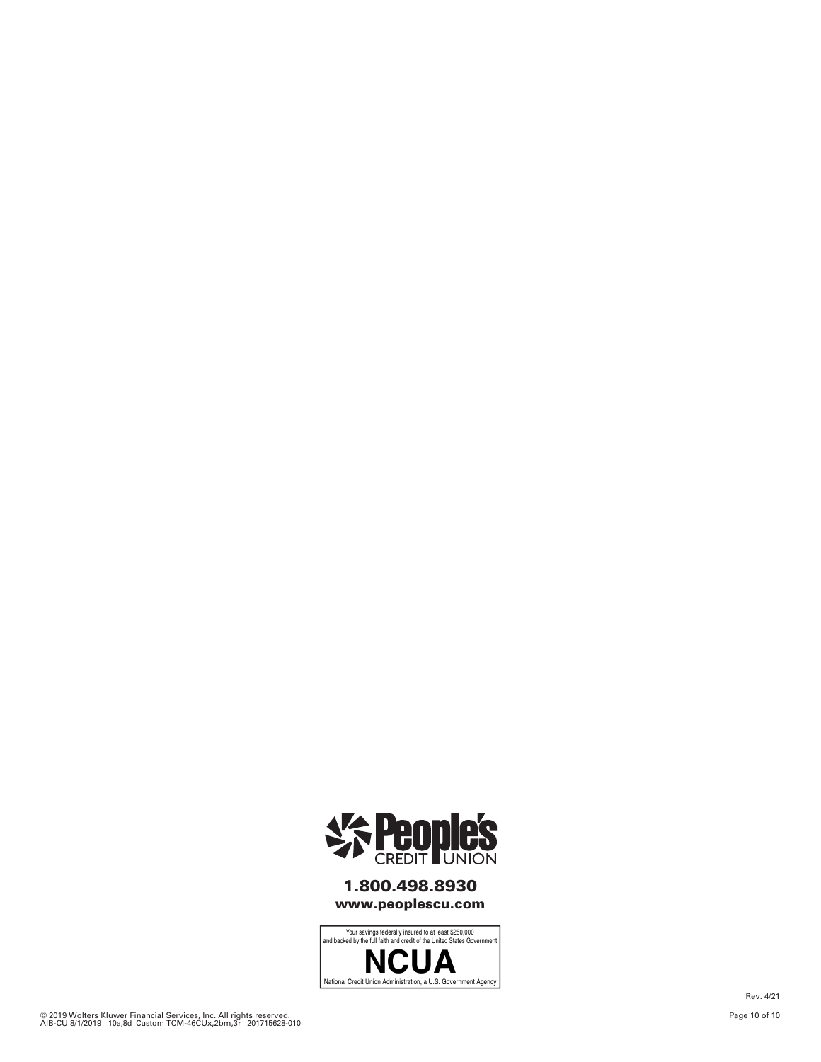**People's**
CREDIT UNION

**1.800.498.8930**
**www.peoplescu.com**

Your savings federally insured to at least $250,000
and backed by the full faith and credit of the United States Government

**NCUA**

National Credit Union Administration, a U.S. Government Agency

Rev. 4/21

© 2019 Wolters Kluwer Financial Services, Inc. All rights reserved.
AIB-CU 8/1/2019 10a,8d Custom TCM-46CUx,2bm,3r 201715628-010